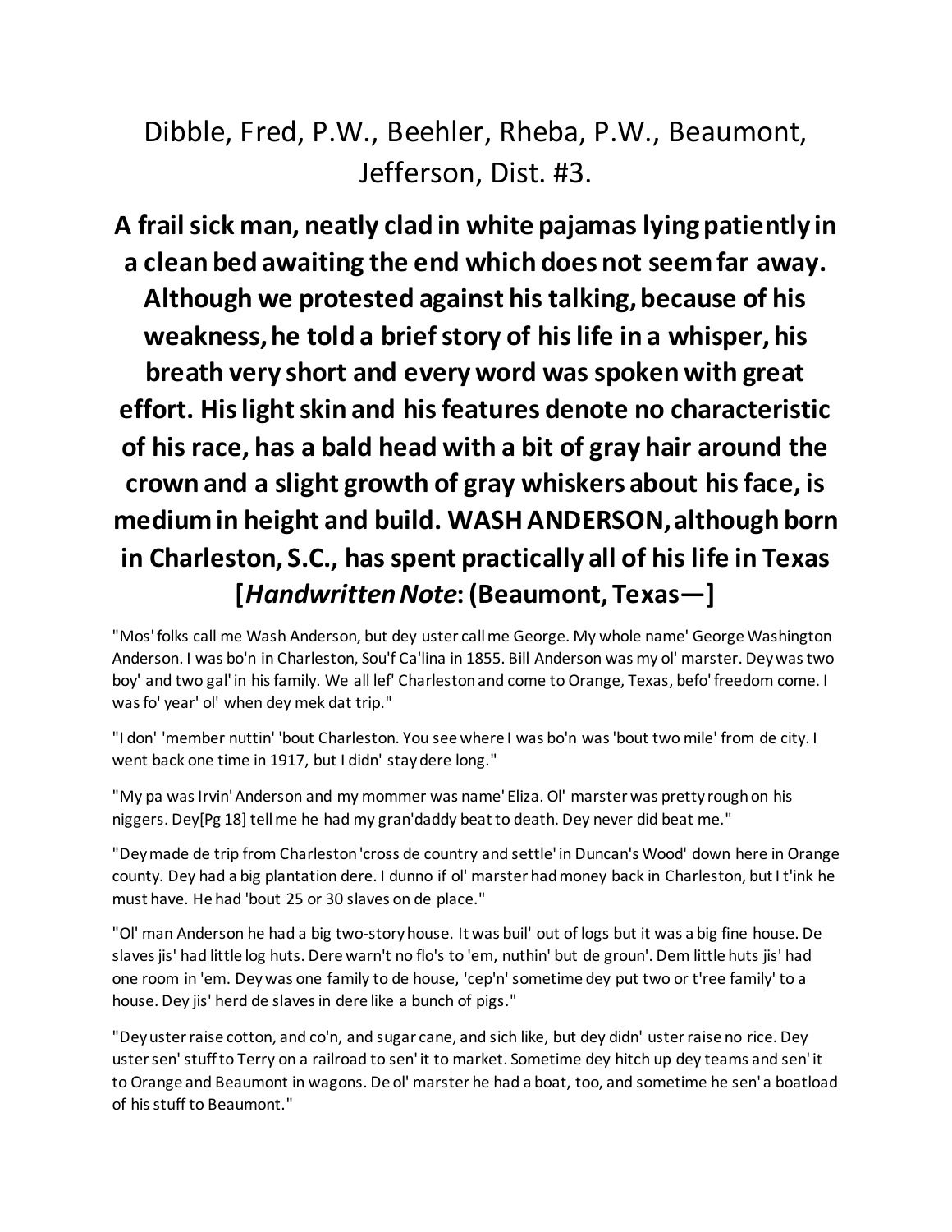# Dibble, Fred, P.W., Beehler, Rheba, P.W., Beaumont, Jefferson, Dist. #3.

**A frail sick man, neatly clad in white pajamas lying patiently in a clean bed awaiting the end which does not seem far away. Although we protested against his talking, because of his weakness, he told a brief story of his life in a whisper, his breath very short and every word was spoken with great effort. His light skin and his features denote no characteristic of his race, has a bald head with a bit of gray hair around the crown and a slight growth of gray whiskers about his face, is medium in height and build. WASH ANDERSON, although born in Charleston, S.C., has spent practically all of his life in Texas [*Handwritten Note*: (Beaumont, Texas—]**

"Mos' folks call me Wash Anderson, but dey uster call me George. My whole name' George Washington Anderson. I was bo'n in Charleston, Sou'f Ca'lina in 1855. Bill Anderson was my ol' marster. Dey was two boy' and two gal' in his family. We all lef' Charleston and come to Orange, Texas, befo' freedom come. I was fo' year' ol' when dey mek dat trip."

"I don' 'member nuttin' 'bout Charleston. You see where I was bo'n was 'bout two mile' from de city. I went back one time in 1917, but I didn' stay dere long."

"My pa was Irvin' Anderson and my mommer was name' Eliza. Ol' marster was pretty rough on his niggers. Dey[Pg 18] tell me he had my gran'daddy beat to death. Dey never did beat me."

"Dey made de trip from Charleston 'cross de country and settle' in Duncan's Wood' down here in Orange county. Dey had a big plantation dere. I dunno if ol' marster had money back in Charleston, but I t'ink he must have. He had 'bout 25 or 30 slaves on de place."

"Ol' man Anderson he had a big two-story house. It was buil' out of logs but it was a big fine house. De slaves jis' had little log huts. Dere warn't no flo's to 'em, nuthin' but de groun'. Dem little huts jis' had one room in 'em. Dey was one family to de house, 'cep'n' sometime dey put two or t'ree family' to a house. Dey jis' herd de slaves in dere like a bunch of pigs."

"Dey uster raise cotton, and co'n, and sugar cane, and sich like, but dey didn' uster raise no rice. Dey uster sen' stuff to Terry on a railroad to sen' it to market. Sometime dey hitch up dey teams and sen' it to Orange and Beaumont in wagons. De ol' marster he had a boat, too, and sometime he sen' a boatload of his stuff to Beaumont."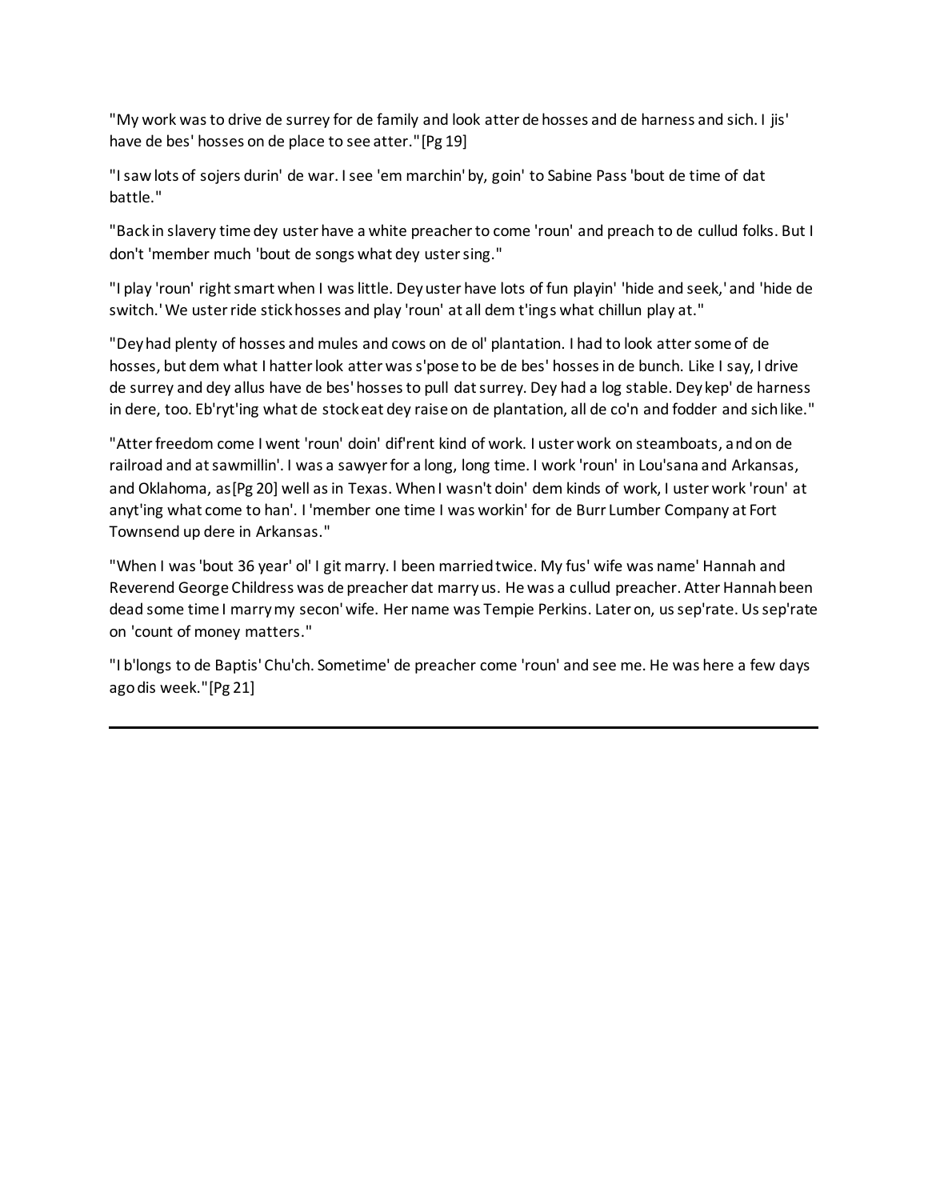"My work was to drive de surrey for de family and look atter de hosses and de harness and sich. I jis' have de bes' hosses on de place to see atter."[Pg 19]

"I saw lots of sojers durin' de war. I see 'em marchin' by, goin' to Sabine Pass 'bout de time of dat battle."

"Back in slavery time dey uster have a white preacher to come 'roun' and preach to de cullud folks. But I don't 'member much 'bout de songs what dey uster sing."

"I play 'roun' right smart when I was little. Dey uster have lots of fun playin' 'hide and seek,' and 'hide de switch.' We uster ride stick hosses and play 'roun' at all dem t'ings what chillun play at."

"Dey had plenty of hosses and mules and cows on de ol' plantation. I had to look atter some of de hosses, but dem what I hatter look atter was s'pose to be de bes' hosses in de bunch. Like I say, I drive de surrey and dey allus have de bes' hosses to pull dat surrey. Dey had a log stable. Dey kep' de harness in dere, too. Eb'ryt'ing what de stock eat dey raise on de plantation, all de co'n and fodder and sich like."

"Atter freedom come I went 'roun' doin' dif'rent kind of work. I uster work on steamboats, and on de railroad and at sawmillin'. I was a sawyer for a long, long time. I work 'roun' in Lou'sana and Arkansas, and Oklahoma, as[Pg 20] well as in Texas. When I wasn't doin' dem kinds of work, I uster work 'roun' at anyt'ing what come to han'. I 'member one time I was workin' for de Burr Lumber Company at Fort Townsend up dere in Arkansas."

"When I was 'bout 36 year' ol' I git marry. I been married twice. My fus' wife was name' Hannah and Reverend George Childress was de preacher dat marry us. He was a cullud preacher. Atter Hannah been dead some time I marry my secon' wife. Her name was Tempie Perkins. Later on, us sep'rate. Us sep'rate on 'count of money matters."

"I b'longs to de Baptis' Chu'ch. Sometime' de preacher come 'roun' and see me. He was here a few days ago dis week."[Pg 21]

---